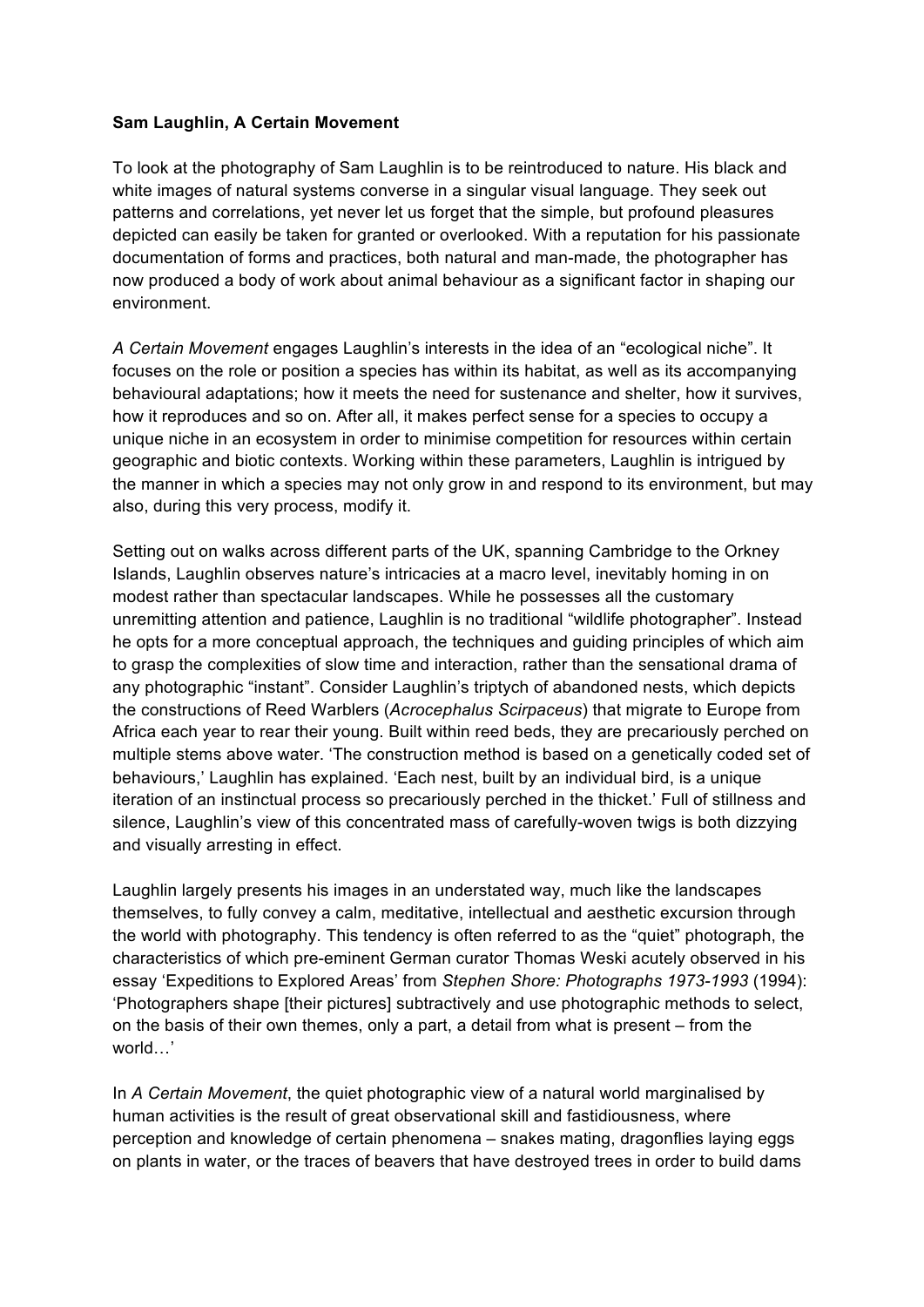**Sam Laughlin, A Certain Movement**

To look at the photography of Sam Laughlin is to be reintroduced to nature. His black and white images of natural systems converse in a singular visual language. They seek out patterns and correlations, yet never let us forget that the simple, but profound pleasures depicted can easily be taken for granted or overlooked. With a reputation for his passionate documentation of forms and practices, both natural and man-made, the photographer has now produced a body of work about animal behaviour as a significant factor in shaping our environment.

*A Certain Movement* engages Laughlin's interests in the idea of an "ecological niche". It focuses on the role or position a species has within its habitat, as well as its accompanying behavioural adaptations; how it meets the need for sustenance and shelter, how it survives, how it reproduces and so on. After all, it makes perfect sense for a species to occupy a unique niche in an ecosystem in order to minimise competition for resources within certain geographic and biotic contexts. Working within these parameters, Laughlin is intrigued by the manner in which a species may not only grow in and respond to its environment, but may also, during this very process, modify it.

Setting out on walks across different parts of the UK, spanning Cambridge to the Orkney Islands, Laughlin observes nature's intricacies at a macro level, inevitably homing in on modest rather than spectacular landscapes. While he possesses all the customary unremitting attention and patience, Laughlin is no traditional "wildlife photographer". Instead he opts for a more conceptual approach, the techniques and guiding principles of which aim to grasp the complexities of slow time and interaction, rather than the sensational drama of any photographic "instant". Consider Laughlin's triptych of abandoned nests, which depicts the constructions of Reed Warblers (*Acrocephalus Scirpaceus*) that migrate to Europe from Africa each year to rear their young. Built within reed beds, they are precariously perched on multiple stems above water. 'The construction method is based on a genetically coded set of behaviours,' Laughlin has explained. 'Each nest, built by an individual bird, is a unique iteration of an instinctual process so precariously perched in the thicket.' Full of stillness and silence, Laughlin's view of this concentrated mass of carefully-woven twigs is both dizzying and visually arresting in effect.

Laughlin largely presents his images in an understated way, much like the landscapes themselves, to fully convey a calm, meditative, intellectual and aesthetic excursion through the world with photography. This tendency is often referred to as the "quiet" photograph, the characteristics of which pre-eminent German curator Thomas Weski acutely observed in his essay 'Expeditions to Explored Areas' from *Stephen Shore: Photographs 1973-1993* (1994): 'Photographers shape [their pictures] subtractively and use photographic methods to select, on the basis of their own themes, only a part, a detail from what is present – from the world…'

In *A Certain Movement*, the quiet photographic view of a natural world marginalised by human activities is the result of great observational skill and fastidiousness, where perception and knowledge of certain phenomena – snakes mating, dragonflies laying eggs on plants in water, or the traces of beavers that have destroyed trees in order to build dams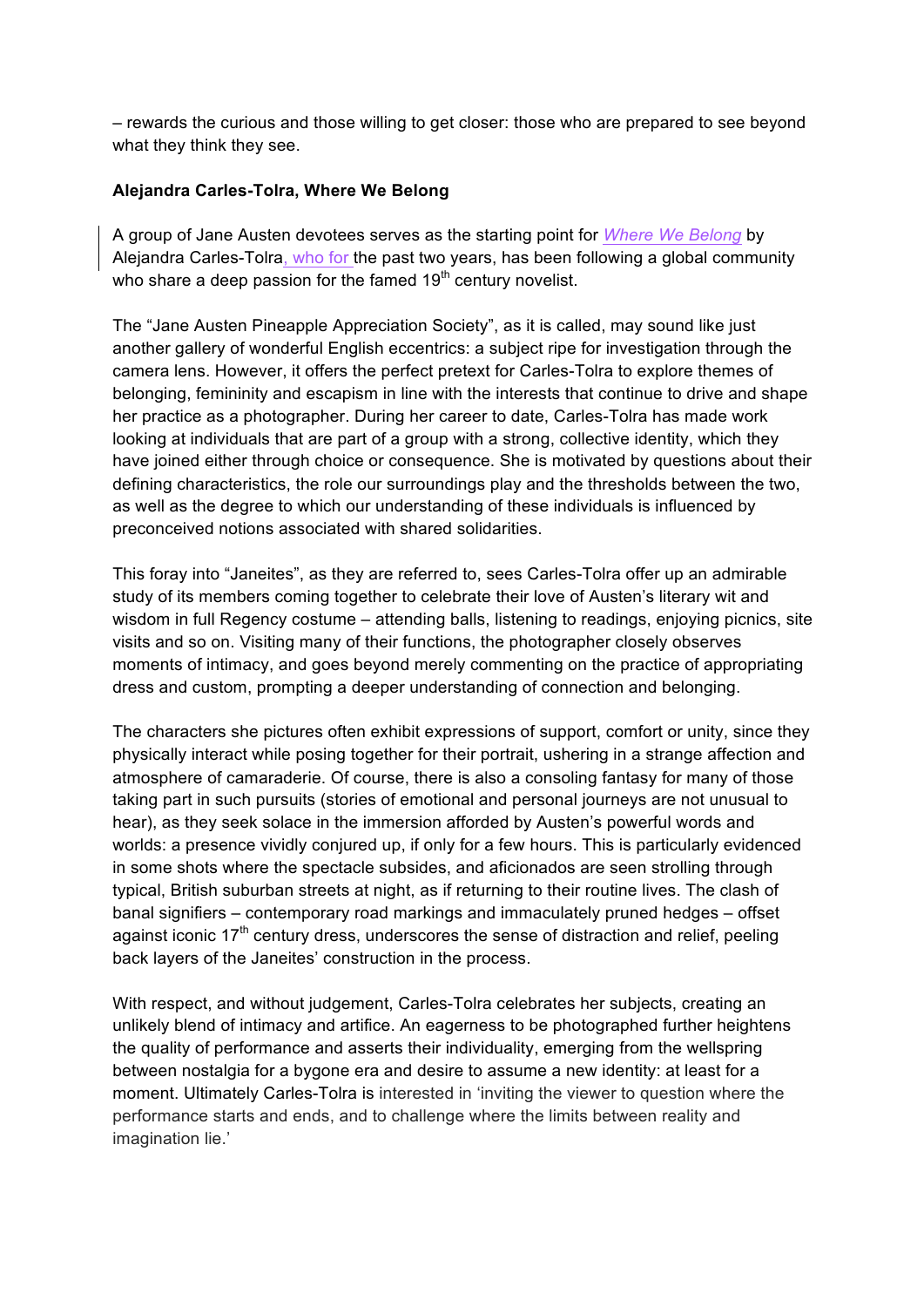– rewards the curious and those willing to get closer: those who are prepared to see beyond what they think they see.

**Alejandra Carles-Tolra, Where We Belong**

A group of Jane Austen devotees serves as the starting point for *Where We Belong* by Alejandra Carles-Tolra, who for the past two years, has been following a global community who share a deep passion for the famed 19th century novelist.

The "Jane Austen Pineapple Appreciation Society", as it is called, may sound like just another gallery of wonderful English eccentrics: a subject ripe for investigation through the camera lens. However, it offers the perfect pretext for Carles-Tolra to explore themes of belonging, femininity and escapism in line with the interests that continue to drive and shape her practice as a photographer. During her career to date, Carles-Tolra has made work looking at individuals that are part of a group with a strong, collective identity, which they have joined either through choice or consequence. She is motivated by questions about their defining characteristics, the role our surroundings play and the thresholds between the two, as well as the degree to which our understanding of these individuals is influenced by preconceived notions associated with shared solidarities.

This foray into "Janeites", as they are referred to, sees Carles-Tolra offer up an admirable study of its members coming together to celebrate their love of Austen's literary wit and wisdom in full Regency costume – attending balls, listening to readings, enjoying picnics, site visits and so on. Visiting many of their functions, the photographer closely observes moments of intimacy, and goes beyond merely commenting on the practice of appropriating dress and custom, prompting a deeper understanding of connection and belonging.

The characters she pictures often exhibit expressions of support, comfort or unity, since they physically interact while posing together for their portrait, ushering in a strange affection and atmosphere of camaraderie. Of course, there is also a consoling fantasy for many of those taking part in such pursuits (stories of emotional and personal journeys are not unusual to hear), as they seek solace in the immersion afforded by Austen's powerful words and worlds: a presence vividly conjured up, if only for a few hours. This is particularly evidenced in some shots where the spectacle subsides, and aficionados are seen strolling through typical, British suburban streets at night, as if returning to their routine lives. The clash of banal signifiers – contemporary road markings and immaculately pruned hedges – offset against iconic 17th century dress, underscores the sense of distraction and relief, peeling back layers of the Janeites' construction in the process.

With respect, and without judgement, Carles-Tolra celebrates her subjects, creating an unlikely blend of intimacy and artifice. An eagerness to be photographed further heightens the quality of performance and asserts their individuality, emerging from the wellspring between nostalgia for a bygone era and desire to assume a new identity: at least for a moment. Ultimately Carles-Tolra is interested in 'inviting the viewer to question where the performance starts and ends, and to challenge where the limits between reality and imagination lie.'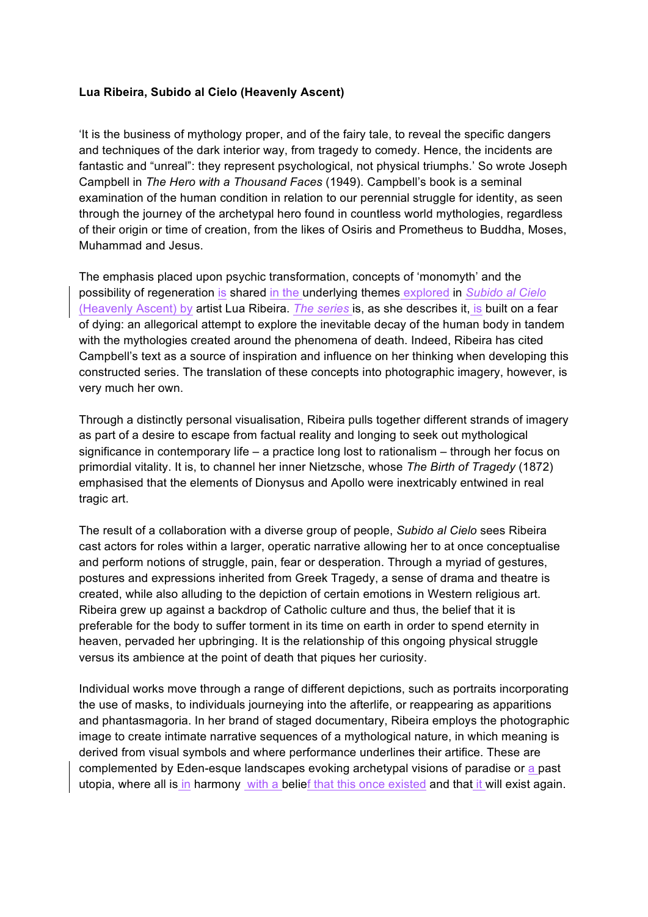**Lua Ribeira, Subido al Cielo (Heavenly Ascent)**

'It is the business of mythology proper, and of the fairy tale, to reveal the specific dangers and techniques of the dark interior way, from tragedy to comedy. Hence, the incidents are fantastic and "unreal": they represent psychological, not physical triumphs.' So wrote Joseph Campbell in *The Hero with a Thousand Faces* (1949). Campbell's book is a seminal examination of the human condition in relation to our perennial struggle for identity, as seen through the journey of the archetypal hero found in countless world mythologies, regardless of their origin or time of creation, from the likes of Osiris and Prometheus to Buddha, Moses, Muhammad and Jesus.

The emphasis placed upon psychic transformation, concepts of 'monomyth' and the possibility of regeneration is shared in the underlying themes explored in *Subido al Cielo* (Heavenly Ascent) by artist Lua Ribeira. *The series* is, as she describes it, is built on a fear of dying: an allegorical attempt to explore the inevitable decay of the human body in tandem with the mythologies created around the phenomena of death. Indeed, Ribeira has cited Campbell's text as a source of inspiration and influence on her thinking when developing this constructed series. The translation of these concepts into photographic imagery, however, is very much her own.

Through a distinctly personal visualisation, Ribeira pulls together different strands of imagery as part of a desire to escape from factual reality and longing to seek out mythological significance in contemporary life – a practice long lost to rationalism – through her focus on primordial vitality. It is, to channel her inner Nietzsche, whose *The Birth of Tragedy* (1872) emphasised that the elements of Dionysus and Apollo were inextricably entwined in real tragic art.

The result of a collaboration with a diverse group of people, *Subido al Cielo* sees Ribeira cast actors for roles within a larger, operatic narrative allowing her to at once conceptualise and perform notions of struggle, pain, fear or desperation. Through a myriad of gestures, postures and expressions inherited from Greek Tragedy, a sense of drama and theatre is created, while also alluding to the depiction of certain emotions in Western religious art. Ribeira grew up against a backdrop of Catholic culture and thus, the belief that it is preferable for the body to suffer torment in its time on earth in order to spend eternity in heaven, pervaded her upbringing. It is the relationship of this ongoing physical struggle versus its ambience at the point of death that piques her curiosity.

Individual works move through a range of different depictions, such as portraits incorporating the use of masks, to individuals journeying into the afterlife, or reappearing as apparitions and phantasmagoria. In her brand of staged documentary, Ribeira employs the photographic image to create intimate narrative sequences of a mythological nature, in which meaning is derived from visual symbols and where performance underlines their artifice. These are complemented by Eden-esque landscapes evoking archetypal visions of paradise or a past utopia, where all is in harmony with a belief that this once existed and that it will exist again.